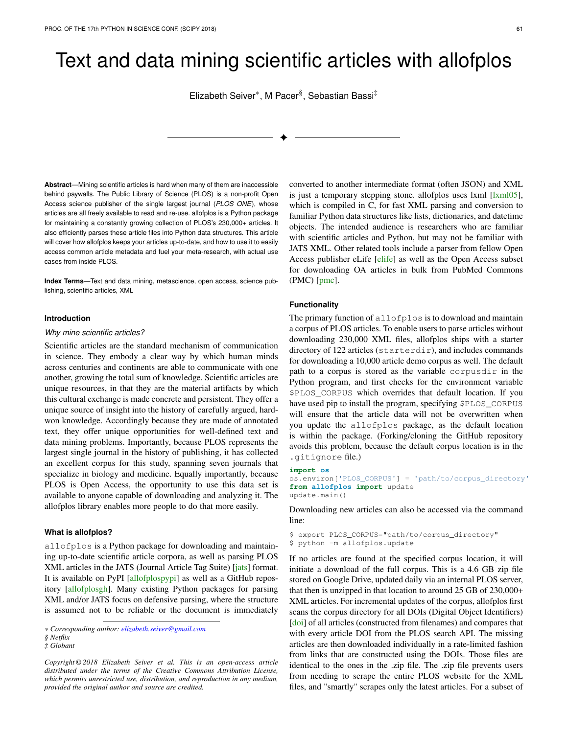# Text and data mining scientific articles with allofplos

Elizabeth Seiver*, M Pacer§, Sebastian Bassi‡

**Abstract**—Mining scientific articles is hard when many of them are inaccessible behind paywalls. The Public Library of Science (PLOS) is a non-profit Open Access science publisher of the single largest journal (*PLOS ONE*), whose articles are all freely available to read and re-use. allofplos is a Python package for maintaining a constantly growing collection of PLOS's 230,000+ articles. It also efficiently parses these article files into Python data structures. This article will cover how allofplos keeps your articles up-to-date, and how to use it to easily access common article metadata and fuel your meta-research, with actual use cases from inside PLOS.

**Index Terms**—Text and data mining, metascience, open access, science publishing, scientific articles, XML

## Introduction

### *Why mine scientific articles?*

Scientific articles are the standard mechanism of communication in science. They embody a clear way by which human minds across centuries and continents are able to communicate with one another, growing the total sum of knowledge. Scientific articles are unique resources, in that they are the material artifacts by which this cultural exchange is made concrete and persistent. They offer a unique source of insight into the history of carefully argued, hard-won knowledge. Accordingly because they are made of annotated text, they offer unique opportunities for well-defined text and data mining problems. Importantly, because PLOS represents the largest single journal in the history of publishing, it has collected an excellent corpus for this study, spanning seven journals that specialize in biology and medicine. Equally importantly, because PLOS is Open Access, the opportunity to use this data set is available to anyone capable of downloading and analyzing it. The allofplos library enables more people to do that more easily.

## What is allofplos?

`allofplos` is a Python package for downloading and maintaining up-to-date scientific article corpora, as well as parsing PLOS XML articles in the JATS (Journal Article Tag Suite) [jats] format. It is available on PyPI [allofplospypi] as well as a GitHub repository [allofplosgh]. Many existing Python packages for parsing XML and/or JATS focus on defensive parsing, where the structure is assumed not to be reliable or the document is immediately converted to another intermediate format (often JSON) and XML is just a temporary stepping stone. allofplos uses lxml [lxml05], which is compiled in C, for fast XML parsing and conversion to familiar Python data structures like lists, dictionaries, and datetime objects. The intended audience is researchers who are familiar with scientific articles and Python, but may not be familiar with JATS XML. Other related tools include a parser from fellow Open Access publisher eLife [elife] as well as the Open Access subset for downloading OA articles in bulk from PubMed Commons (PMC) [pmc].

* Corresponding author: elizabeth.seiver@gmail.com
§ Netflix
‡ Globant

*Copyright © 2018 Elizabeth Seiver et al. This is an open-access article distributed under the terms of the Creative Commons Attribution License, which permits unrestricted use, distribution, and reproduction in any medium, provided the original author and source are credited.*

## Functionality

The primary function of `allofplos` is to download and maintain a corpus of PLOS articles. To enable users to parse articles without downloading 230,000 XML files, allofplos ships with a starter directory of 122 articles (`starterdir`), and includes commands for downloading a 10,000 article demo corpus as well. The default path to a corpus is stored as the variable `corpusdir` in the Python program, and first checks for the environment variable `$PLOS_CORPUS` which overrides that default location. If you have used pip to install the program, specifying `$PLOS_CORPUS` will ensure that the article data will not be overwritten when you update the `allofplos` package, as the default location is within the package. (Forking/cloning the GitHub repository avoids this problem, because the default corpus location is in the `.gitignore` file.)

```
import os
os.environ['PLOS_CORPUS'] = 'path/to/corpus_directory'
from allofplos import update
update.main()
```

Downloading new articles can also be accessed via the command line:

```
$ export PLOS_CORPUS="path/to/corpus_directory"
$ python -m allofplos.update
```

If no articles are found at the specified corpus location, it will initiate a download of the full corpus. This is a 4.6 GB zip file stored on Google Drive, updated daily via an internal PLOS server, that then is unzipped in that location to around 25 GB of 230,000+ XML articles. For incremental updates of the corpus, allofplos first scans the corpus directory for all DOIs (Digital Object Identifiers) [doi] of all articles (constructed from filenames) and compares that with every article DOI from the PLOS search API. The missing articles are then downloaded individually in a rate-limited fashion from links that are constructed using the DOIs. Those files are identical to the ones in the .zip file. The .zip file prevents users from needing to scrape the entire PLOS website for the XML files, and "smartly" scrapes only the latest articles. For a subset of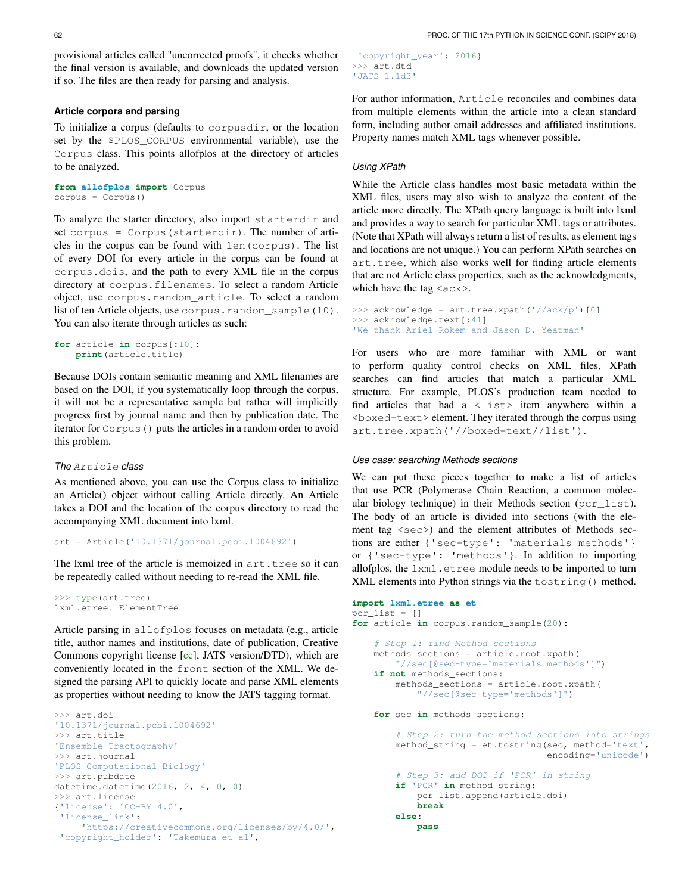provisional articles called "uncorrected proofs", it checks whether the final version is available, and downloads the updated version if so. The files are then ready for parsing and analysis.

### Article corpora and parsing

To initialize a corpus (defaults to `corpusdir`, or the location set by the `$PLOS_CORPUS` environmental variable), use the `Corpus` class. This points allofplos at the directory of articles to be analyzed.

```
from allofplos import Corpus
corpus = Corpus()
```

To analyze the starter directory, also import `starterdir` and set `corpus = Corpus(starterdir)`. The number of articles in the corpus can be found with `len(corpus)`. The list of every DOI for every article in the corpus can be found at `corpus.dois`, and the path to every XML file in the corpus directory at `corpus.filenames`. To select a random Article object, use `corpus.random_article`. To select a random list of ten Article objects, use `corpus.random_sample(10)`. You can also iterate through articles as such:

```
for article in corpus[:10]:
    print(article.title)
```

Because DOIs contain semantic meaning and XML filenames are based on the DOI, if you systematically loop through the corpus, it will not be a representative sample but rather will implicitly progress first by journal name and then by publication date. The iterator for `Corpus()` puts the articles in a random order to avoid this problem.

#### *The `Article` class*

As mentioned above, you can use the Corpus class to initialize an Article() object without calling Article directly. An Article takes a DOI and the location of the corpus directory to read the accompanying XML document into lxml.

```
art = Article('10.1371/journal.pcbi.1004692')
```

The lxml tree of the article is memoized in `art.tree` so it can be repeatedly called without needing to re-read the XML file.

```
>>> type(art.tree)
lxml.etree._ElementTree
```

Article parsing in `allofplos` focuses on metadata (e.g., article title, author names and institutions, date of publication, Creative Commons copyright license [cc], JATS version/DTD), which are conveniently located in the `front` section of the XML. We designed the parsing API to quickly locate and parse XML elements as properties without needing to know the JATS tagging format.

```
>>> art.doi
'10.1371/journal.pcbi.1004692'
>>> art.title
'Ensemble Tractography'
>>> art.journal
'PLOS Computational Biology'
>>> art.pubdate
datetime.datetime(2016, 2, 4, 0, 0)
>>> art.license
{'license': 'CC-BY 4.0',
 'license_link':
     'https://creativecommons.org/licenses/by/4.0/',
 'copyright_holder': 'Takemura et al',
 'copyright_year': 2016}
>>> art.dtd
'JATS 1.1d3'
```

For author information, `Article` reconciles and combines data from multiple elements within the article into a clean standard form, including author email addresses and affiliated institutions. Property names match XML tags whenever possible.

#### *Using XPath*

While the Article class handles most basic metadata within the XML files, users may also wish to analyze the content of the article more directly. The XPath query language is built into lxml and provides a way to search for particular XML tags or attributes. (Note that XPath will always return a list of results, as element tags and locations are not unique.) You can perform XPath searches on `art.tree`, which also works well for finding article elements that are not Article class properties, such as the acknowledgments, which have the tag `<ack>`.

```
>>> acknowledge = art.tree.xpath('//ack/p')[0]
>>> acknowledge.text[:41]
'We thank Ariel Rokem and Jason D. Yeatman'
```

For users who are more familiar with XML or want to perform quality control checks on XML files, XPath searches can find articles that match a particular XML structure. For example, PLOS's production team needed to find articles that had a `<list>` item anywhere within a `<boxed-text>` element. They iterated through the corpus using `art.tree.xpath('//boxed-text//list')`.

#### *Use case: searching Methods sections*

We can put these pieces together to make a list of articles that use PCR (Polymerase Chain Reaction, a common molecular biology technique) in their Methods section (`pcr_list`). The body of an article is divided into sections (with the element tag `<sec>`) and the element attributes of Methods sections are either `{'sec-type': 'materials|methods'}` or `{'sec-type': 'methods'}`. In addition to importing allofplos, the `lxml.etree` module needs to be imported to turn XML elements into Python strings via the `tostring()` method.

```
import lxml.etree as et
pcr_list = []
for article in corpus.random_sample(20):

    # Step 1: find Method sections
    methods_sections = article.root.xpath(
        "//sec[@sec-type='materials|methods']")
    if not methods_sections:
        methods_sections = article.root.xpath(
            "//sec[@sec-type='methods']")

    for sec in methods_sections:

        # Step 2: turn the method sections into strings
        method_string = et.tostring(sec, method='text',
                                    encoding='unicode')

        # Step 3: add DOI if 'PCR' in string
        if 'PCR' in method_string:
            pcr_list.append(article.doi)
            break
        else:
            pass
```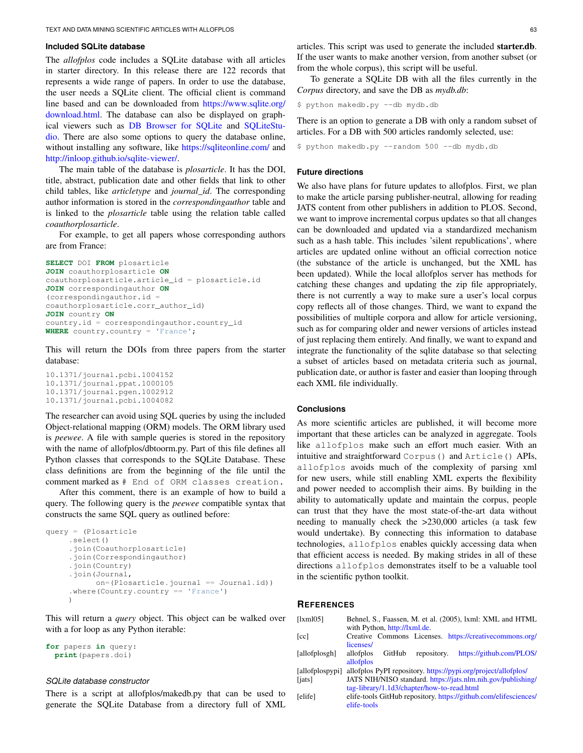### Included SQLite database

The *allofplos* code includes a SQLite database with all articles in starter directory. In this release there are 122 records that represents a wide range of papers. In order to use the database, the user needs a SQLite client. The official client is command line based and can be downloaded from https://www.sqlite.org/download.html. The database can also be displayed on graphical viewers such as DB Browser for SQLite and SQLiteStudio. There are also some options to query the database online, without installing any software, like https://sqliteonline.com/ and http://inloop.github.io/sqlite-viewer/.

The main table of the database is *plosarticle*. It has the DOI, title, abstract, publication date and other fields that link to other child tables, like *articletype* and *journal_id*. The corresponding author information is stored in the *correspondingauthor* table and is linked to the *plosarticle* table using the relation table called *coauthorplosarticle*.

For example, to get all papers whose corresponding authors are from France:

```
SELECT DOI FROM plosarticle
JOIN coauthorplosarticle ON
coauthorplosarticle.article_id = plosarticle.id
JOIN correspondingauthor ON
(correspondingauthor.id =
coauthorplosarticle.corr_author_id)
JOIN country ON
country.id = correspondingauthor.country_id
WHERE country.country = 'France';
```

This will return the DOIs from three papers from the starter database:

```
10.1371/journal.pcbi.1004152
10.1371/journal.ppat.1000105
10.1371/journal.pgen.1002912
10.1371/journal.pcbi.1004082
```

The researcher can avoid using SQL queries by using the included Object-relational mapping (ORM) models. The ORM library used is *peewee*. A file with sample queries is stored in the repository with the name of allofplos/dbtoorm.py. Part of this file defines all Python classes that corresponds to the SQLite Database. These class definitions are from the beginning of the file until the comment marked as `# End of ORM classes creation.`

After this comment, there is an example of how to build a query. The following query is the *peewee* compatible syntax that constructs the same SQL query as outlined before:

```
query = (Plosarticle
      .select()
      .join(Coauthorplosarticle)
      .join(Correspondingauthor)
      .join(Country)
      .join(Journal,
            on=(Plosarticle.journal == Journal.id))
      .where(Country.country == 'France')
      )
```

This will return a *query* object. This object can be walked over with a for loop as any Python iterable:

```
for papers in query:
  print(papers.doi)
```

#### *SQLite database constructor*

There is a script at allofplos/makedb.py that can be used to generate the SQLite Database from a directory full of XML articles. This script was used to generate the included **starter.db**. If the user wants to make another version, from another subset (or from the whole corpus), this script will be useful.

To generate a SQLite DB with all the files currently in the *Corpus* directory, and save the DB as *mydb.db*:

```
$ python makedb.py --db mydb.db
```

There is an option to generate a DB with only a random subset of articles. For a DB with 500 articles randomly selected, use:

```
$ python makedb.py --random 500 --db mydb.db
```

### Future directions

We also have plans for future updates to allofplos. First, we plan to make the article parsing publisher-neutral, allowing for reading JATS content from other publishers in addition to PLOS. Second, we want to improve incremental corpus updates so that all changes can be downloaded and updated via a standardized mechanism such as a hash table. This includes 'silent republications', where articles are updated online without an official correction notice (the substance of the article is unchanged, but the XML has been updated). While the local allofplos server has methods for catching these changes and updating the zip file appropriately, there is not currently a way to make sure a user's local corpus copy reflects all of those changes. Third, we want to expand the possibilities of multiple corpora and allow for article versioning, such as for comparing older and newer versions of articles instead of just replacing them entirely. And finally, we want to expand and integrate the functionality of the sqlite database so that selecting a subset of articles based on metadata criteria such as journal, publication date, or author is faster and easier than looping through each XML file individually.

### Conclusions

As more scientific articles are published, it will become more important that these articles can be analyzed in aggregate. Tools like `allofplos` make such an effort much easier. With an intuitive and straightforward `Corpus()` and `Article()` APIs, `allofplos` avoids much of the complexity of parsing xml for new users, while still enabling XML experts the flexibility and power needed to accomplish their aims. By building in the ability to automatically update and maintain the corpus, people can trust that they have the most state-of-the-art data without needing to manually check the >230,000 articles (a task few would undertake). By connecting this information to database technologies, `allofplos` enables quickly accessing data when that efficient access is needed. By making strides in all of these directions `allofplos` demonstrates itself to be a valuable tool in the scientific python toolkit.

### References

[lxml05] Behnel, S., Faassen, M. et al. (2005), lxml: XML and HTML with Python, http://lxml.de.

[cc] Creative Commons Licenses. https://creativecommons.org/licenses/

[allofplosgh] allofplos GitHub repository. https://github.com/PLOS/allofplos

[allofplospypi] allofplos PyPI repository. https://pypi.org/project/allofplos/

[jats] JATS NIH/NISO standard. https://jats.nlm.nih.gov/publishing/tag-library/1.1d3/chapter/how-to-read.html

[elife] elife-tools GitHub repository. https://github.com/elifesciences/elife-tools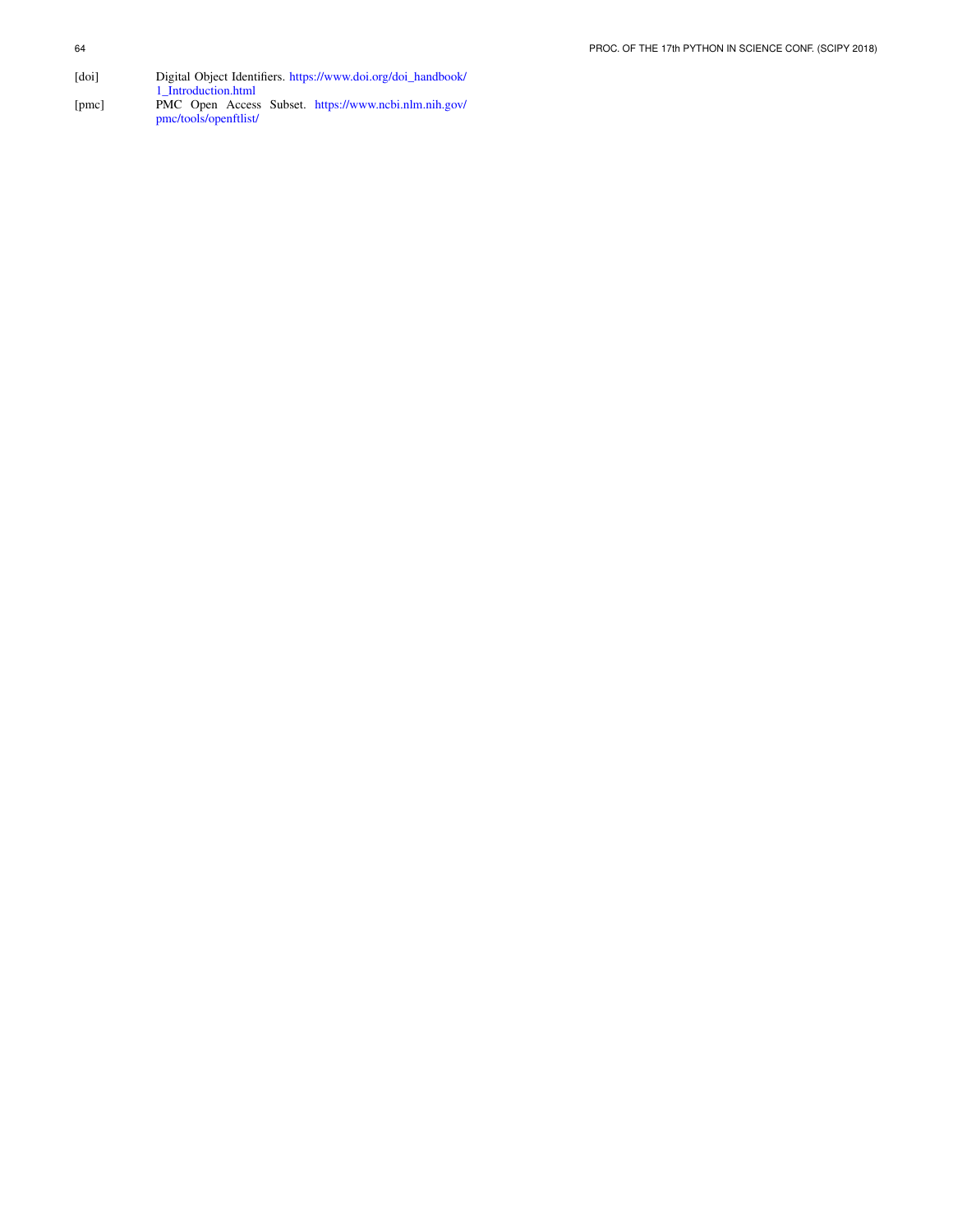[doi] Digital Object Identifiers. https://www.doi.org/doi_handbook/1_Introduction.html

[pmc] PMC Open Access Subset. https://www.ncbi.nlm.nih.gov/pmc/tools/openftlist/